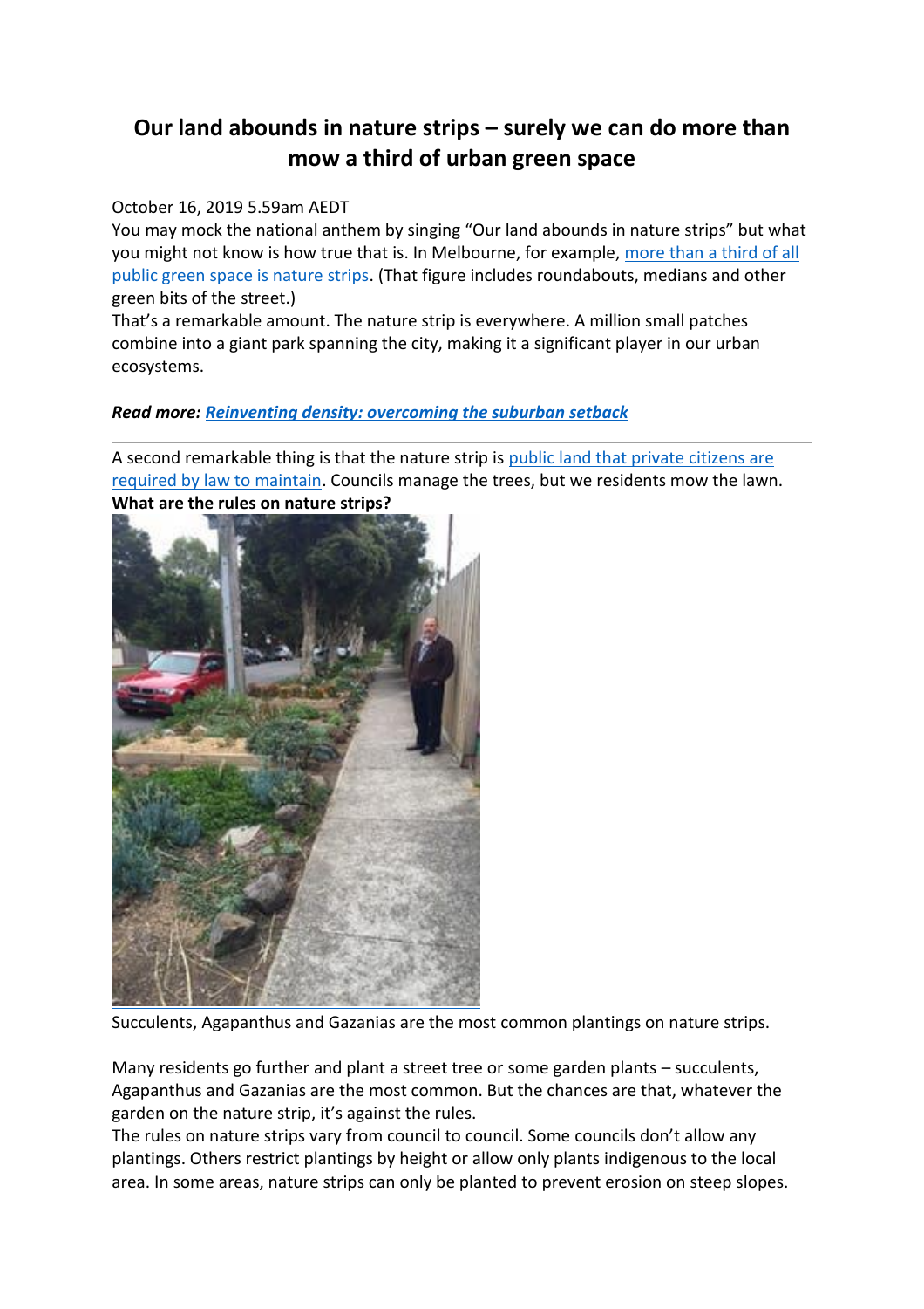# Our land abounds in nature strips – surely we can do more than mow a third of urban green space

October 16, 2019 5.59am AEDT

You may mock the national anthem by singing "Our land abounds in nature strips" but what you might not know is how true that is. In Melbourne, for example, more than a third of all public green space is nature strips. (That figure includes roundabouts, medians and other green bits of the street.)

That's a remarkable amount. The nature strip is everywhere. A million small patches combine into a giant park spanning the city, making it a significant player in our urban ecosystems.

***Read more: Reinventing density: overcoming the suburban setback***

---

A second remarkable thing is that the nature strip is public land that private citizens are required by law to maintain. Councils manage the trees, but we residents mow the lawn.

**What are the rules on nature strips?**

Succulents, Agapanthus and Gazanias are the most common plantings on nature strips.

Many residents go further and plant a street tree or some garden plants – succulents, Agapanthus and Gazanias are the most common. But the chances are that, whatever the garden on the nature strip, it's against the rules.

The rules on nature strips vary from council to council. Some councils don't allow any plantings. Others restrict plantings by height or allow only plants indigenous to the local area. In some areas, nature strips can only be planted to prevent erosion on steep slopes.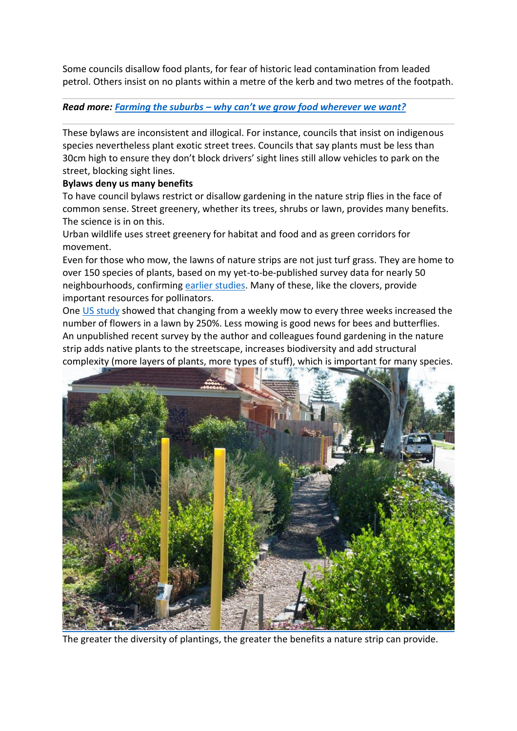Some councils disallow food plants, for fear of historic lead contamination from leaded petrol. Others insist on no plants within a metre of the kerb and two metres of the footpath.

***Read more: Farming the suburbs – why can't we grow food wherever we want?***

These bylaws are inconsistent and illogical. For instance, councils that insist on indigenous species nevertheless plant exotic street trees. Councils that say plants must be less than 30cm high to ensure they don't block drivers' sight lines still allow vehicles to park on the street, blocking sight lines.

**Bylaws deny us many benefits**

To have council bylaws restrict or disallow gardening in the nature strip flies in the face of common sense. Street greenery, whether its trees, shrubs or lawn, provides many benefits. The science is in on this.

Urban wildlife uses street greenery for habitat and food and as green corridors for movement.

Even for those who mow, the lawns of nature strips are not just turf grass. They are home to over 150 species of plants, based on my yet-to-be-published survey data for nearly 50 neighbourhoods, confirming earlier studies. Many of these, like the clovers, provide important resources for pollinators.

One US study showed that changing from a weekly mow to every three weeks increased the number of flowers in a lawn by 250%. Less mowing is good news for bees and butterflies.

An unpublished recent survey by the author and colleagues found gardening in the nature strip adds native plants to the streetscape, increases biodiversity and add structural complexity (more layers of plants, more types of stuff), which is important for many species.

The greater the diversity of plantings, the greater the benefits a nature strip can provide.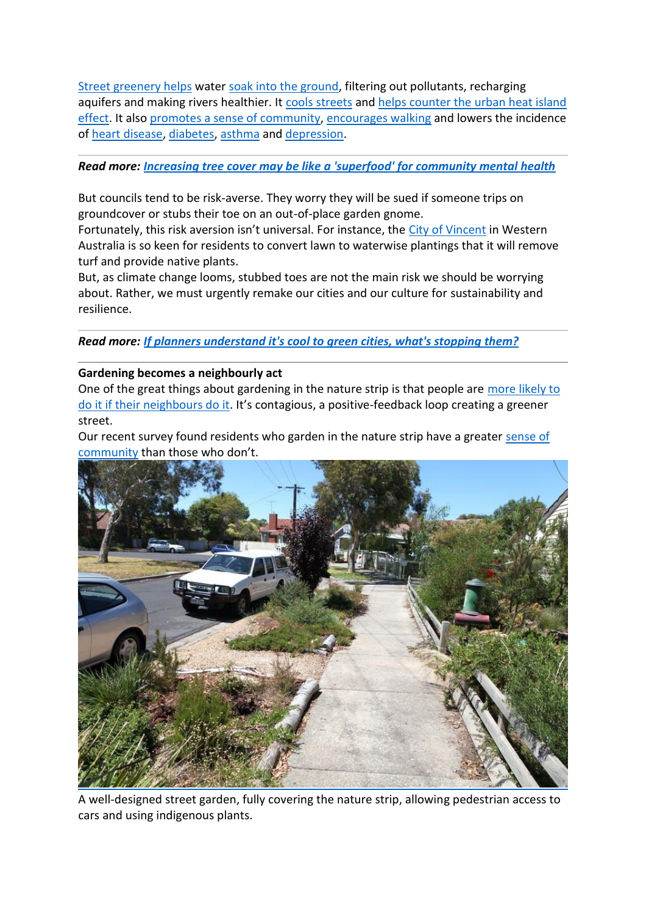Street greenery helps water soak into the ground, filtering out pollutants, recharging aquifers and making rivers healthier. It cools streets and helps counter the urban heat island effect. It also promotes a sense of community, encourages walking and lowers the incidence of heart disease, diabetes, asthma and depression.

***Read more: Increasing tree cover may be like a 'superfood' for community mental health***

But councils tend to be risk-averse. They worry they will be sued if someone trips on groundcover or stubs their toe on an out-of-place garden gnome.

Fortunately, this risk aversion isn't universal. For instance, the City of Vincent in Western Australia is so keen for residents to convert lawn to waterwise plantings that it will remove turf and provide native plants.

But, as climate change looms, stubbed toes are not the main risk we should be worrying about. Rather, we must urgently remake our cities and our culture for sustainability and resilience.

***Read more: If planners understand it's cool to green cities, what's stopping them?***

**Gardening becomes a neighbourly act**

One of the great things about gardening in the nature strip is that people are more likely to do it if their neighbours do it. It's contagious, a positive-feedback loop creating a greener street.

Our recent survey found residents who garden in the nature strip have a greater sense of community than those who don't.

A well-designed street garden, fully covering the nature strip, allowing pedestrian access to cars and using indigenous plants.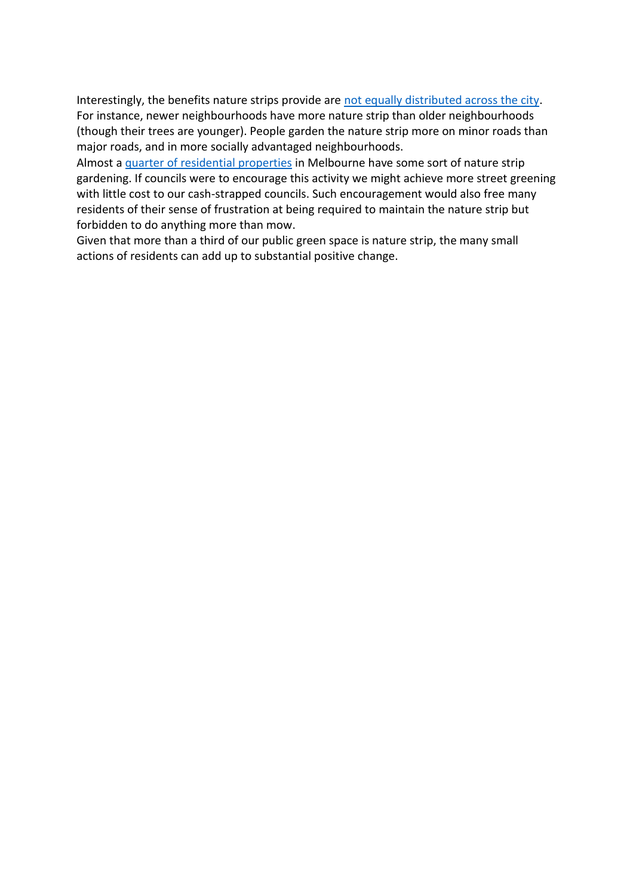Interestingly, the benefits nature strips provide are not equally distributed across the city. For instance, newer neighbourhoods have more nature strip than older neighbourhoods (though their trees are younger). People garden the nature strip more on minor roads than major roads, and in more socially advantaged neighbourhoods.

Almost a quarter of residential properties in Melbourne have some sort of nature strip gardening. If councils were to encourage this activity we might achieve more street greening with little cost to our cash-strapped councils. Such encouragement would also free many residents of their sense of frustration at being required to maintain the nature strip but forbidden to do anything more than mow.

Given that more than a third of our public green space is nature strip, the many small actions of residents can add up to substantial positive change.